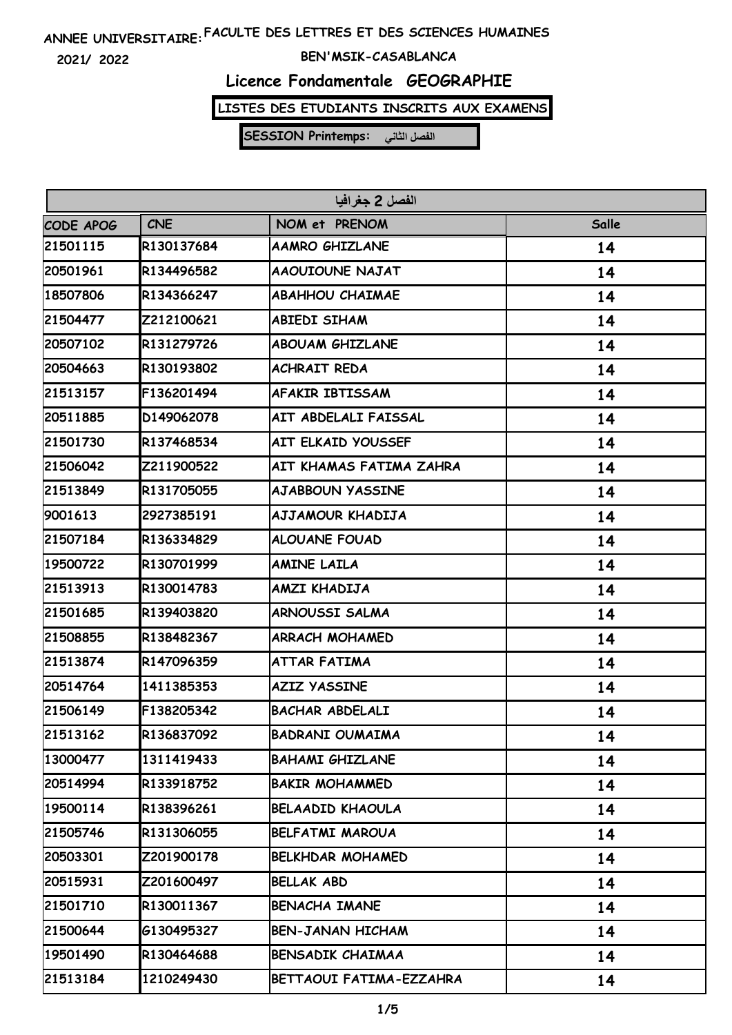ANNEE UNIVERSITAIRE: FACULTE DES LETTRES ET DES SCIENCES HUMAINES

2021/ 2022

BEN'MSIK-CASABLANCA

# Licence Fondamentale GEOGRAPHIE

## LISTES DES ETUDIANTS INSCRITS AUX EXAMENS

**SESSION Printemps: الفصل الثاني**

| الفصل 2 جغرافيا | | | |
|---|---|---|---|
| CODE APOG | CNE | NOM et PRENOM | Salle |
| 21501115 | R130137684 | AAMRO GHIZLANE | 14 |
| 20501961 | R134496582 | AAOUIOUNE NAJAT | 14 |
| 18507806 | R134366247 | ABAHHOU CHAIMAE | 14 |
| 21504477 | Z212100621 | ABIEDI SIHAM | 14 |
| 20507102 | R131279726 | ABOUAM GHIZLANE | 14 |
| 20504663 | R130193802 | ACHRAIT REDA | 14 |
| 21513157 | F136201494 | AFAKIR IBTISSAM | 14 |
| 20511885 | D149062078 | AIT ABDELALI FAISSAL | 14 |
| 21501730 | R137468534 | AIT ELKAID YOUSSEF | 14 |
| 21506042 | Z211900522 | AIT KHAMAS FATIMA ZAHRA | 14 |
| 21513849 | R131705055 | AJABBOUN YASSINE | 14 |
| 9001613 | 2927385191 | AJJAMOUR KHADIJA | 14 |
| 21507184 | R136334829 | ALOUANE FOUAD | 14 |
| 19500722 | R130701999 | AMINE LAILA | 14 |
| 21513913 | R130014783 | AMZI KHADIJA | 14 |
| 21501685 | R139403820 | ARNOUSSI SALMA | 14 |
| 21508855 | R138482367 | ARRACH MOHAMED | 14 |
| 21513874 | R147096359 | ATTAR FATIMA | 14 |
| 20514764 | 1411385353 | AZIZ YASSINE | 14 |
| 21506149 | F138205342 | BACHAR ABDELALI | 14 |
| 21513162 | R136837092 | BADRANI OUMAIMA | 14 |
| 13000477 | 1311419433 | BAHAMI GHIZLANE | 14 |
| 20514994 | R133918752 | BAKIR MOHAMMED | 14 |
| 19500114 | R138396261 | BELAADID KHAOULA | 14 |
| 21505746 | R131306055 | BELFATMI MAROUA | 14 |
| 20503301 | Z201900178 | BELKHDAR MOHAMED | 14 |
| 20515931 | Z201600497 | BELLAK ABD | 14 |
| 21501710 | R130011367 | BENACHA IMANE | 14 |
| 21500644 | G130495327 | BEN-JANAN HICHAM | 14 |
| 19501490 | R130464688 | BENSADIK CHAIMAA | 14 |
| 21513184 | 1210249430 | BETTAOUI FATIMA-EZZAHRA | 14 |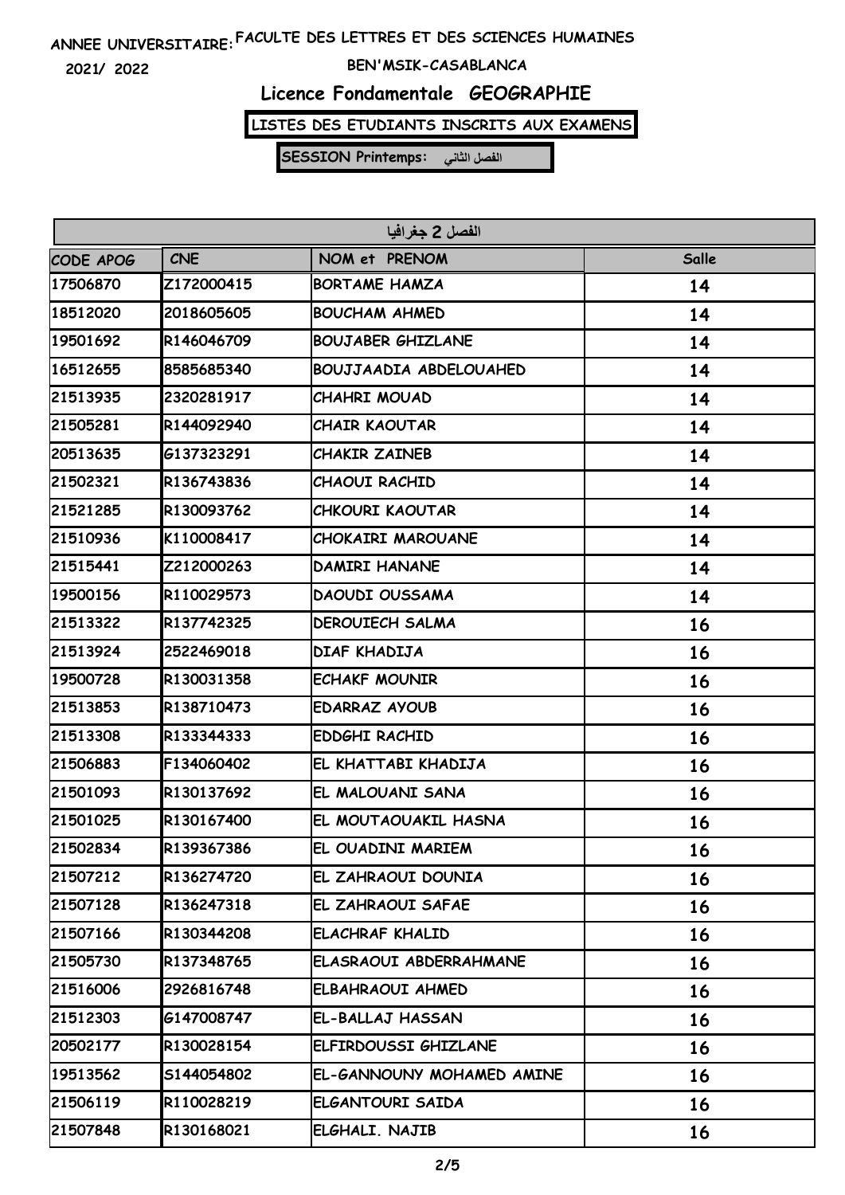ANNEE UNIVERSITAIRE: FACULTE DES LETTRES ET DES SCIENCES HUMAINES

2021/ 2022

BEN'MSIK-CASABLANCA

# Licence Fondamentale GEOGRAPHIE

**LISTES DES ETUDIANTS INSCRITS AUX EXAMENS**

**SESSION Printemps: الفصل الثاني**

| الفصل 2 جغرافيا | | | |
|---|---|---|---|
| CODE APOG | CNE | NOM et PRENOM | Salle |
| 17506870 | Z172000415 | BORTAME HAMZA | 14 |
| 18512020 | 2018605605 | BOUCHAM AHMED | 14 |
| 19501692 | R146046709 | BOUJABER GHIZLANE | 14 |
| 16512655 | 8585685340 | BOUJJAADIA ABDELOUAHED | 14 |
| 21513935 | 2320281917 | CHAHRI MOUAD | 14 |
| 21505281 | R144092940 | CHAIR KAOUTAR | 14 |
| 20513635 | G137323291 | CHAKIR ZAINEB | 14 |
| 21502321 | R136743836 | CHAOUI RACHID | 14 |
| 21521285 | R130093762 | CHKOURI KAOUTAR | 14 |
| 21510936 | K110008417 | CHOKAIRI MAROUANE | 14 |
| 21515441 | Z212000263 | DAMIRI HANANE | 14 |
| 19500156 | R110029573 | DAOUDI OUSSAMA | 14 |
| 21513322 | R137742325 | DEROUIECH SALMA | 16 |
| 21513924 | 2522469018 | DIAF KHADIJA | 16 |
| 19500728 | R130031358 | ECHAKF MOUNIR | 16 |
| 21513853 | R138710473 | EDARRAZ AYOUB | 16 |
| 21513308 | R133344333 | EDDGHI RACHID | 16 |
| 21506883 | F134060402 | EL KHATTABI KHADIJA | 16 |
| 21501093 | R130137692 | EL MALOUANI SANA | 16 |
| 21501025 | R130167400 | EL MOUTAOUAKIL HASNA | 16 |
| 21502834 | R139367386 | EL OUADINI MARIEM | 16 |
| 21507212 | R136274720 | EL ZAHRAOUI DOUNIA | 16 |
| 21507128 | R136247318 | EL ZAHRAOUI SAFAE | 16 |
| 21507166 | R130344208 | ELACHRAF KHALID | 16 |
| 21505730 | R137348765 | ELASRAOUI ABDERRAHMANE | 16 |
| 21516006 | 2926816748 | ELBAHRAOUI AHMED | 16 |
| 21512303 | G147008747 | EL-BALLAJ HASSAN | 16 |
| 20502177 | R130028154 | ELFIRDOUSSI GHIZLANE | 16 |
| 19513562 | S144054802 | EL-GANNOUNY MOHAMED AMINE | 16 |
| 21506119 | R110028219 | ELGANTOURI SAIDA | 16 |
| 21507848 | R130168021 | ELGHALI. NAJIB | 16 |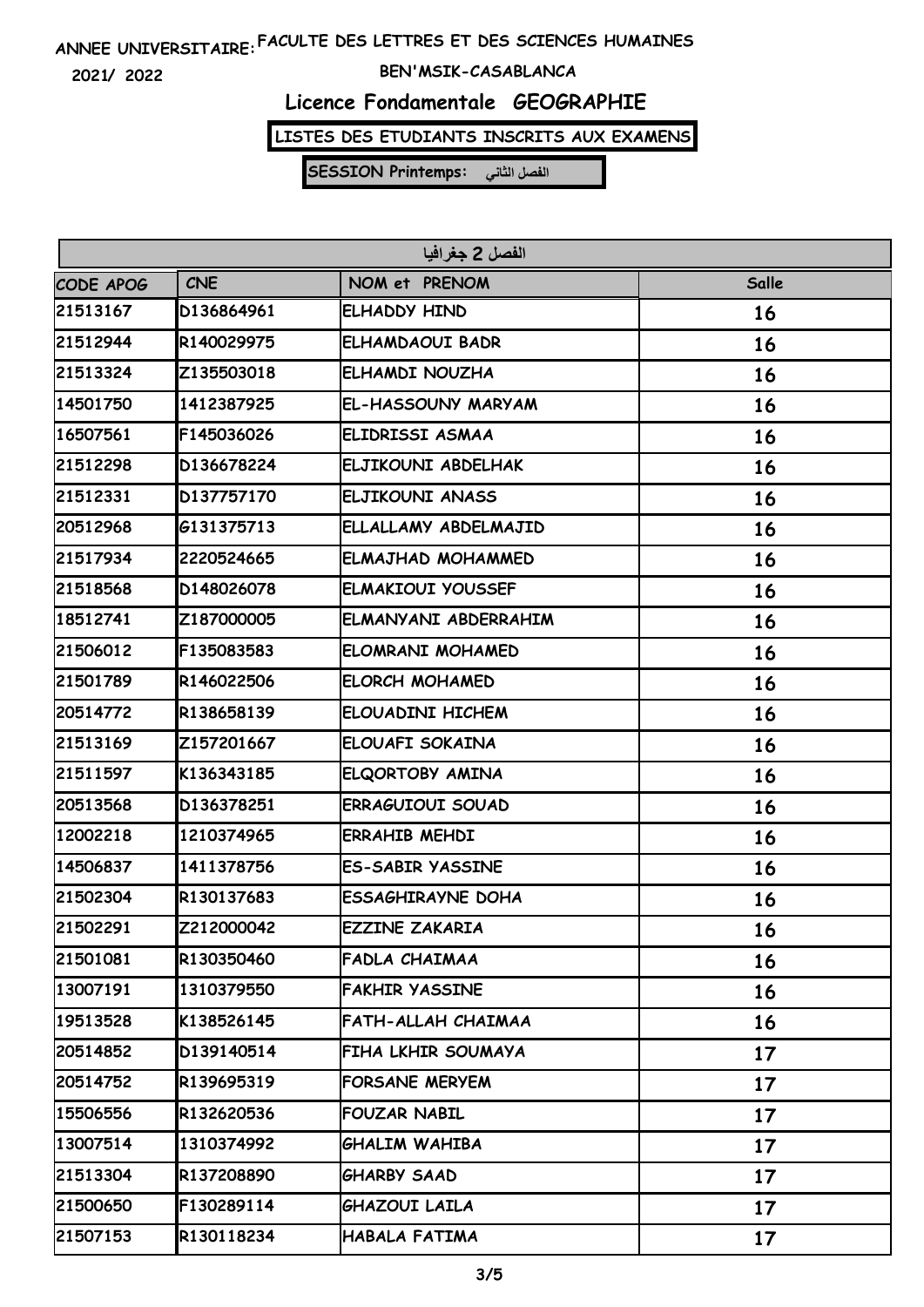ANNEE UNIVERSITAIRE: FACULTE DES LETTRES ET DES SCIENCES HUMAINES

2021/ 2022

BEN'MSIK-CASABLANCA

## Licence Fondamentale GEOGRAPHIE

**LISTES DES ETUDIANTS INSCRITS AUX EXAMENS**

**SESSION Printemps: الفصل الثاني**

| الفصل 2 جغرافيا | | | |
|---|---|---|---|
| CODE APOG | CNE | NOM et PRENOM | Salle |
| 21513167 | D136864961 | ELHADDY HIND | 16 |
| 21512944 | R140029975 | ELHAMDAOUI BADR | 16 |
| 21513324 | Z135503018 | ELHAMDI NOUZHA | 16 |
| 14501750 | 1412387925 | EL-HASSOUNY MARYAM | 16 |
| 16507561 | F145036026 | ELIDRISSI ASMAA | 16 |
| 21512298 | D136678224 | ELJIKOUNI ABDELHAK | 16 |
| 21512331 | D137757170 | ELJIKOUNI ANASS | 16 |
| 20512968 | G131375713 | ELLALLAMY ABDELMAJID | 16 |
| 21517934 | 2220524665 | ELMAJHAD MOHAMMED | 16 |
| 21518568 | D148026078 | ELMAKIOUI YOUSSEF | 16 |
| 18512741 | Z187000005 | ELMANYANI ABDERRAHIM | 16 |
| 21506012 | F135083583 | ELOMRANI MOHAMED | 16 |
| 21501789 | R146022506 | ELORCH MOHAMED | 16 |
| 20514772 | R138658139 | ELOUADINI HICHEM | 16 |
| 21513169 | Z157201667 | ELOUAFI SOKAINA | 16 |
| 21511597 | K136343185 | ELQORTOBY AMINA | 16 |
| 20513568 | D136378251 | ERRAGUIOUI SOUAD | 16 |
| 12002218 | 1210374965 | ERRAHIB MEHDI | 16 |
| 14506837 | 1411378756 | ES-SABIR YASSINE | 16 |
| 21502304 | R130137683 | ESSAGHIRAYNE DOHA | 16 |
| 21502291 | Z212000042 | EZZINE ZAKARIA | 16 |
| 21501081 | R130350460 | FADLA CHAIMAA | 16 |
| 13007191 | 1310379550 | FAKHIR YASSINE | 16 |
| 19513528 | K138526145 | FATH-ALLAH CHAIMAA | 16 |
| 20514852 | D139140514 | FIHA LKHIR SOUMAYA | 17 |
| 20514752 | R139695319 | FORSANE MERYEM | 17 |
| 15506556 | R132620536 | FOUZAR NABIL | 17 |
| 13007514 | 1310374992 | GHALIM WAHIBA | 17 |
| 21513304 | R137208890 | GHARBY SAAD | 17 |
| 21500650 | F130289114 | GHAZOUI LAILA | 17 |
| 21507153 | R130118234 | HABALA FATIMA | 17 |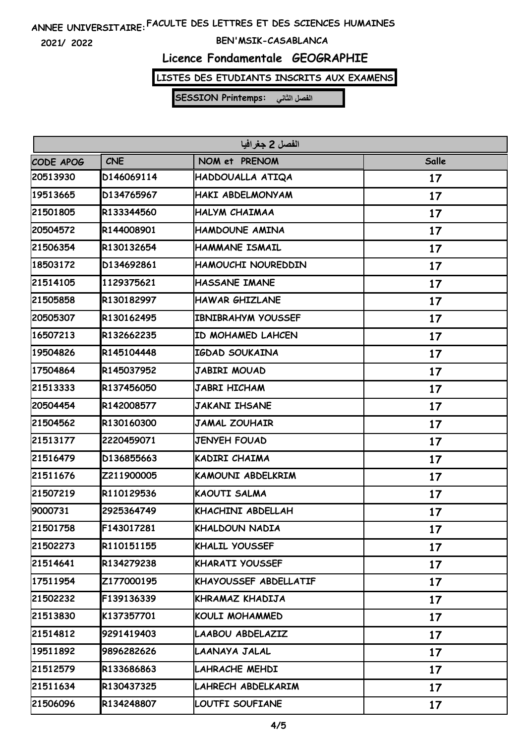ANNEE UNIVERSITAIRE: FACULTE DES LETTRES ET DES SCIENCES HUMAINES

2021/ 2022

BEN'MSIK-CASABLANCA

## Licence Fondamentale GEOGRAPHIE

**LISTES DES ETUDIANTS INSCRITS AUX EXAMENS**

**SESSION Printemps: الفصل الثاني**

| الفصل 2 جغرافيا | | | |
|---|---|---|---|
| CODE APOG | CNE | NOM et PRENOM | Salle |
| 20513930 | D146069114 | HADDOUALLA ATIQA | 17 |
| 19513665 | D134765967 | HAKI ABDELMONYAM | 17 |
| 21501805 | R133344560 | HALYM CHAIMAA | 17 |
| 20504572 | R144008901 | HAMDOUNE AMINA | 17 |
| 21506354 | R130132654 | HAMMANE ISMAIL | 17 |
| 18503172 | D134692861 | HAMOUCHI NOUREDDIN | 17 |
| 21514105 | 1129375621 | HASSANE IMANE | 17 |
| 21505858 | R130182997 | HAWAR GHIZLANE | 17 |
| 20505307 | R130162495 | IBNIBRAHYM YOUSSEF | 17 |
| 16507213 | R132662235 | ID MOHAMED LAHCEN | 17 |
| 19504826 | R145104448 | IGDAD SOUKAINA | 17 |
| 17504864 | R145037952 | JABIRI MOUAD | 17 |
| 21513333 | R137456050 | JABRI HICHAM | 17 |
| 20504454 | R142008577 | JAKANI IHSANE | 17 |
| 21504562 | R130160300 | JAMAL ZOUHAIR | 17 |
| 21513177 | 2220459071 | JENYEH FOUAD | 17 |
| 21516479 | D136855663 | KADIRI CHAIMA | 17 |
| 21511676 | Z211900005 | KAMOUNI ABDELKRIM | 17 |
| 21507219 | R110129536 | KAOUTI SALMA | 17 |
| 9000731 | 2925364749 | KHACHINI ABDELLAH | 17 |
| 21501758 | F143017281 | KHALDOUN NADIA | 17 |
| 21502273 | R110151155 | KHALIL YOUSSEF | 17 |
| 21514641 | R134279238 | KHARATI YOUSSEF | 17 |
| 17511954 | Z177000195 | KHAYOUSSEF ABDELLATIF | 17 |
| 21502232 | F139136339 | KHRAMAZ KHADIJA | 17 |
| 21513830 | K137357701 | KOULI MOHAMMED | 17 |
| 21514812 | 9291419403 | LAABOU ABDELAZIZ | 17 |
| 19511892 | 9896282626 | LAANAYA JALAL | 17 |
| 21512579 | R133686863 | LAHRACHE MEHDI | 17 |
| 21511634 | R130437325 | LAHRECH ABDELKARIM | 17 |
| 21506096 | R134248807 | LOUTFI SOUFIANE | 17 |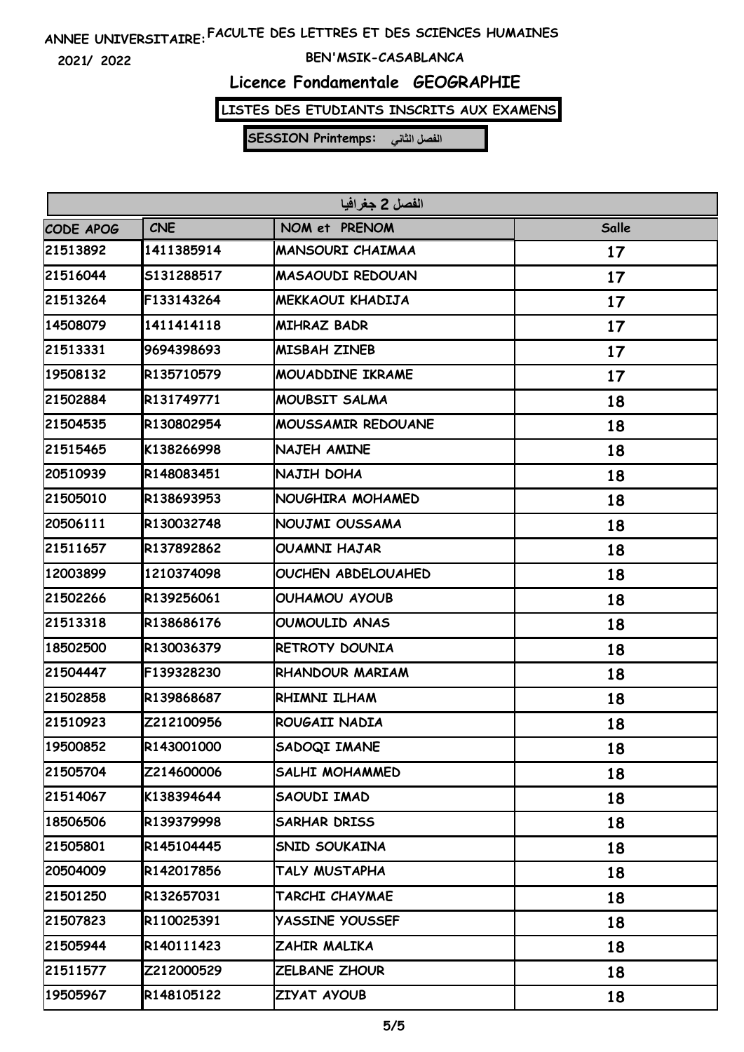ANNEE UNIVERSITAIRE: FACULTE DES LETTRES ET DES SCIENCES HUMAINES

2021/ 2022

BEN'MSIK-CASABLANCA

## Licence Fondamentale GEOGRAPHIE

**LISTES DES ETUDIANTS INSCRITS AUX EXAMENS**

**SESSION Printemps: الفصل الثاني**

| الفصل 2 جغرافيا | | | |
|---|---|---|---|
| CODE APOG | CNE | NOM et PRENOM | Salle |
| 21513892 | 1411385914 | MANSOURI CHAIMAA | 17 |
| 21516044 | S131288517 | MASAOUDI REDOUAN | 17 |
| 21513264 | F133143264 | MEKKAOUI KHADIJA | 17 |
| 14508079 | 1411414118 | MIHRAZ BADR | 17 |
| 21513331 | 9694398693 | MISBAH ZINEB | 17 |
| 19508132 | R135710579 | MOUADDINE IKRAME | 17 |
| 21502884 | R131749771 | MOUBSIT SALMA | 18 |
| 21504535 | R130802954 | MOUSSAMIR REDOUANE | 18 |
| 21515465 | K138266998 | NAJEH AMINE | 18 |
| 20510939 | R148083451 | NAJIH DOHA | 18 |
| 21505010 | R138693953 | NOUGHIRA MOHAMED | 18 |
| 20506111 | R130032748 | NOUJMI OUSSAMA | 18 |
| 21511657 | R137892862 | OUAMNI HAJAR | 18 |
| 12003899 | 1210374098 | OUCHEN ABDELOUAHED | 18 |
| 21502266 | R139256061 | OUHAMOU AYOUB | 18 |
| 21513318 | R138686176 | OUMOULID ANAS | 18 |
| 18502500 | R130036379 | RETROTY DOUNIA | 18 |
| 21504447 | F139328230 | RHANDOUR MARIAM | 18 |
| 21502858 | R139868687 | RHIMNI ILHAM | 18 |
| 21510923 | Z212100956 | ROUGAII NADIA | 18 |
| 19500852 | R143001000 | SADOQI IMANE | 18 |
| 21505704 | Z214600006 | SALHI MOHAMMED | 18 |
| 21514067 | K138394644 | SAOUDI IMAD | 18 |
| 18506506 | R139379998 | SARHAR DRISS | 18 |
| 21505801 | R145104445 | SNID SOUKAINA | 18 |
| 20504009 | R142017856 | TALY MUSTAPHA | 18 |
| 21501250 | R132657031 | TARCHI CHAYMAE | 18 |
| 21507823 | R110025391 | YASSINE YOUSSEF | 18 |
| 21505944 | R140111423 | ZAHIR MALIKA | 18 |
| 21511577 | Z212000529 | ZELBANE ZHOUR | 18 |
| 19505967 | R148105122 | ZIYAT AYOUB | 18 |